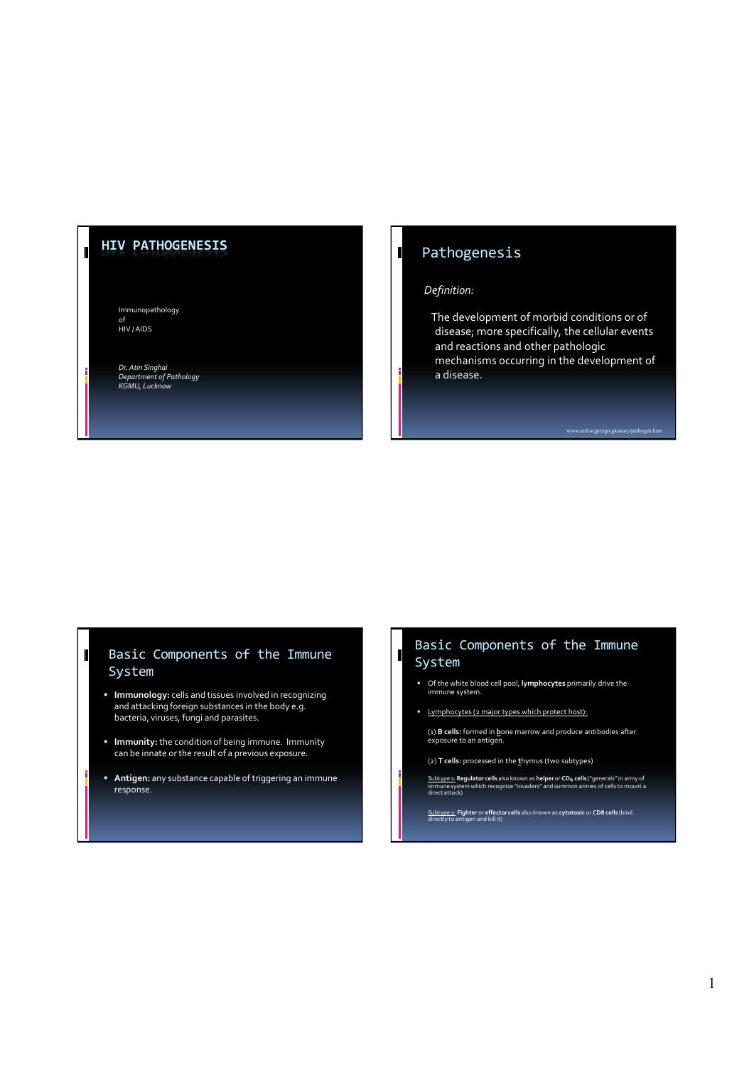# HIV PATHOGENESIS

Immunopathology
of
HIV / AIDS

*Dr. Atin Singhai*
*Department of Pathology*
*KGMU, Lucknow*

## Pathogenesis

*Definition:*

The development of morbid conditions or of disease; more specifically, the cellular events and reactions and other pathologic mechanisms occurring in the development of a disease.

www.rerf.or.jp/eigo/glossary/pathogen.htm

## Basic Components of the Immune System

- **Immunology:** cells and tissues involved in recognizing and attacking foreign substances in the body e.g. bacteria, viruses, fungi and parasites.
- **Immunity:** the condition of being immune. Immunity can be innate or the result of a previous exposure.
- **Antigen:** any substance capable of triggering an immune response.

## Basic Components of the Immune System

- Of the white blood cell pool, **lymphocytes** primarily drive the immune system.
- Lymphocytes (2 major types which protect host):

(1) **B cells:** formed in bone marrow and produce antibodies after exposure to an antigen.

(2) **T cells:** processed in the thymus (two subtypes)

Subtype 1: **Regulator cells** also known as **helper** or **CD4 cells** ("generals" in army of immune system which recognize "invaders" and summon armies of cells to mount a direct attack)

Subtype 2: **Fighter** or **effector cells** also known as **cytotoxic** or **CD8 cells** (bind directly to antigen and kill it)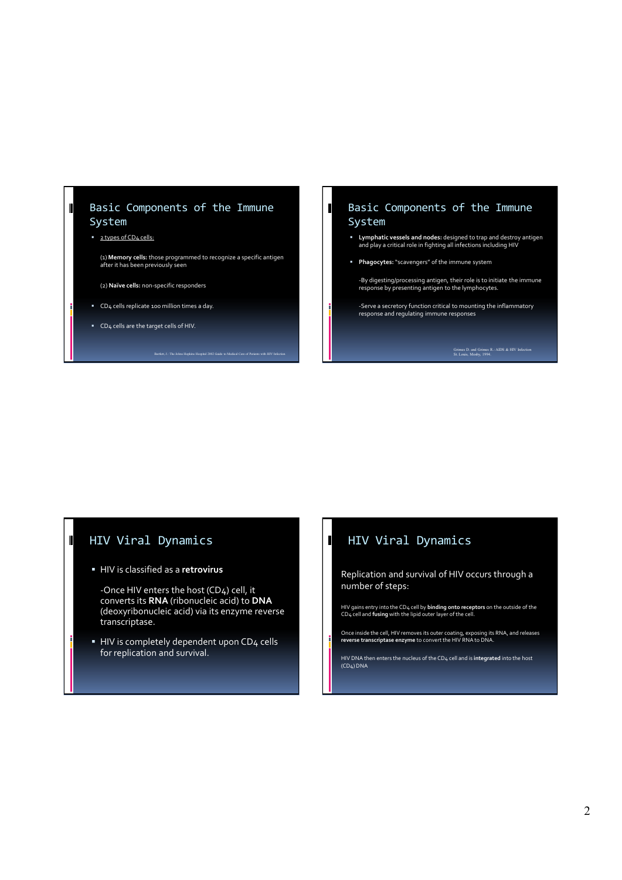## Basic Components of the Immune System

- 2 types of $CD_4$ cells:

  (1) **Memory cells:** those programmed to recognize a specific antigen after it has been previously seen

  (2) **Naïve cells:** non-specific responders

- $CD_4$ cells replicate 100 million times a day.
- $CD_4$ cells are the target cells of HIV.

Bartlett, J.: The Johns Hopkins Hospital 2002 Guide to Medical Care of Patients with HIV Infection

## Basic Components of the Immune System

- **Lymphatic vessels and nodes:** designed to trap and destroy antigen and play a critical role in fighting all infections including HIV
- **Phagocytes:** "scavengers" of the immune system

  -By digesting/processing antigen, their role is to initiate the immune response by presenting antigen to the lymphocytes.

  -Serve a secretory function critical to mounting the inflammatory response and regulating immune responses

Grimes D. and Grimes R.: AIDS & HIV Infection St. Louis, Mosby, 1994.

## HIV Viral Dynamics

- HIV is classified as a **retrovirus**

  -Once HIV enters the host ($CD_4$) cell, it converts its **RNA** (ribonucleic acid) to **DNA** (deoxyribonucleic acid) via its enzyme reverse transcriptase.

- HIV is completely dependent upon $CD_4$ cells for replication and survival.

## HIV Viral Dynamics

Replication and survival of HIV occurs through a number of steps:

HIV gains entry into the $CD_4$ cell by **binding onto receptors** on the outside of the $CD_4$ cell and **fusing** with the lipid outer layer of the cell.

Once inside the cell, HIV removes its outer coating, exposing its RNA, and releases **reverse transcriptase enzyme** to convert the HIV RNA to DNA.

HIV DNA then enters the nucleus of the $CD_4$ cell and is **integrated** into the host ($CD_4$) DNA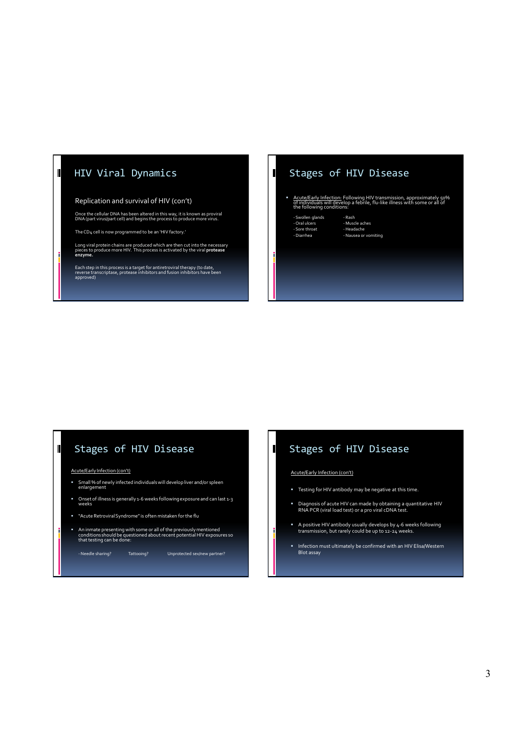## HIV Viral Dynamics

### Replication and survival of HIV (con't)

Once the cellular DNA has been altered in this way, it is known as proviral DNA (part virus/part cell) and begins the process to produce more virus.

The CD4 cell is now programmed to be an 'HIV factory.'

Long viral protein chains are produced which are then cut into the necessary pieces to produce more HIV. This process is activated by the viral **protease enzyme.**

Each step in this process is a target for antiretroviral therapy (to date, reverse transcriptase, protease inhibitors and fusion inhibitors have been approved)

## Stages of HIV Disease

- Acute/Early Infection: Following HIV transmission, approximately 50% of individuals will develop a febrile, flu-like illness with some or all of the following conditions:

  - Swollen glands
  - Rash
  - Oral ulcers
  - Muscle aches
  - Sore throat
  - Headache
  - Diarrhea
  - Nausea or vomiting

## Stages of HIV Disease

Acute/Early Infection (con't)

- Small % of newly infected individuals will develop liver and/or spleen enlargement
- Onset of illness is generally 1-6 weeks following exposure and can last 1-3 weeks
- "Acute Retroviral Syndrome" is often mistaken for the flu
- An inmate presenting with some or all of the previously mentioned conditions should be questioned about recent potential HIV exposures so that testing can be done:

  - Needle sharing?
  - Tattooing?
  - Unprotected sex/new partner?

## Stages of HIV Disease

Acute/Early Infection (con't)

- Testing for HIV antibody may be negative at this time.
- Diagnosis of acute HIV can made by obtaining a quantitative HIV RNA PCR (viral load test) or a pro viral cDNA test.
- A positive HIV antibody usually develops by 4-6 weeks following transmission, but rarely could be up to 12-24 weeks.
- Infection must ultimately be confirmed with an HIV Elisa/Western Blot assay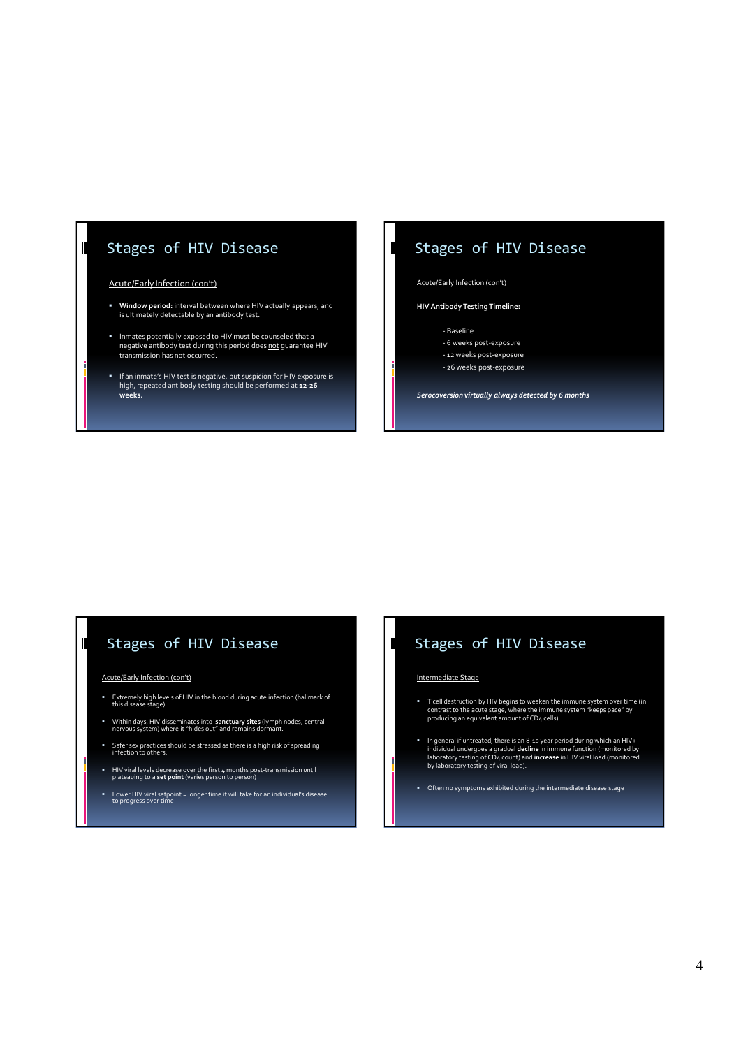## Stages of HIV Disease

Acute/Early Infection (con't)

- **Window period:** interval between where HIV actually appears, and is ultimately detectable by an antibody test.
- Inmates potentially exposed to HIV must be counseled that a negative antibody test during this period does not guarantee HIV transmission has not occurred.
- If an inmate's HIV test is negative, but suspicion for HIV exposure is high, repeated antibody testing should be performed at **12-26 weeks.**

## Stages of HIV Disease

Acute/Early Infection (con't)

**HIV Antibody Testing Timeline:**

- Baseline
- 6 weeks post-exposure
- 12 weeks post-exposure
- 26 weeks post-exposure

***Serocoversion virtually always detected by 6 months***

## Stages of HIV Disease

Acute/Early Infection (con't)

- Extremely high levels of HIV in the blood during acute infection (hallmark of this disease stage)
- Within days, HIV disseminates into **sanctuary sites** (lymph nodes, central nervous system) where it "hides out" and remains dormant.
- Safer sex practices should be stressed as there is a high risk of spreading infection to others.
- HIV viral levels decrease over the first 4 months post-transmission until plateauing to a **set point** (varies person to person)
- Lower HIV viral setpoint = longer time it will take for an individual's disease to progress over time

## Stages of HIV Disease

Intermediate Stage

- T cell destruction by HIV begins to weaken the immune system over time (in contrast to the acute stage, where the immune system "keeps pace" by producing an equivalent amount of CD4 cells).
- In general if untreated, there is an 8-10 year period during which an HIV+ individual undergoes a gradual **decline** in immune function (monitored by laboratory testing of CD4 count) and **increase** in HIV viral load (monitored by laboratory testing of viral load).
- Often no symptoms exhibited during the intermediate disease stage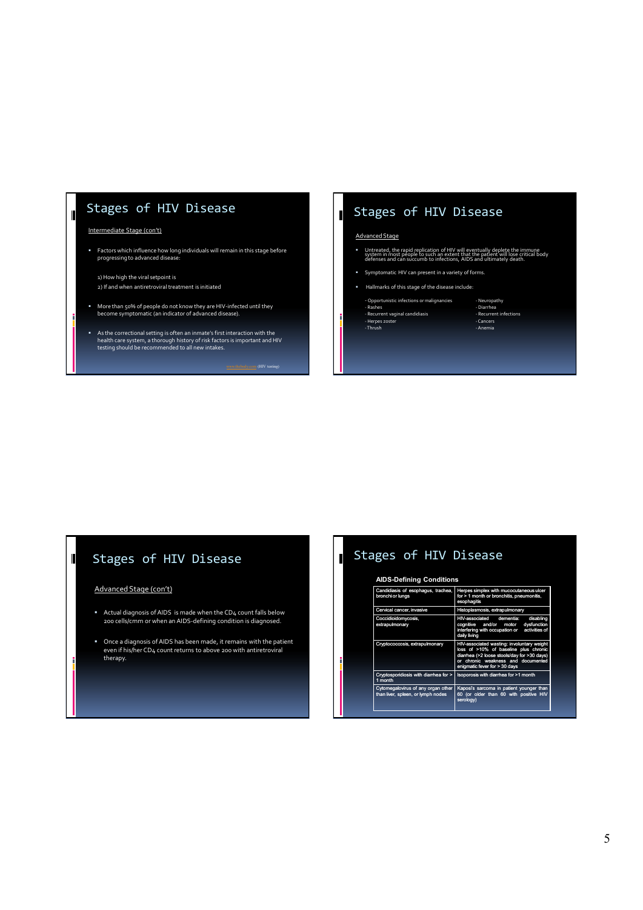## Stages of HIV Disease

Intermediate Stage (con't)

- Factors which influence how long individuals will remain in this stage before progressing to advanced disease:

  1) How high the viral setpoint is

  2) If and when antiretroviral treatment is initiated

- More than 50% of people do not know they are HIV-infected until they become symptomatic (an indicator of advanced disease).

- As the correctional setting is often an inmate's first interaction with the health care system, a thorough history of risk factors is important and HIV testing should be recommended to all new intakes.

www.thebody.com (HIV testing)

## Stages of HIV Disease

Advanced Stage

- Untreated, the rapid replication of HIV will eventually deplete the immune system in most people to such an extent that the patient will lose critical body defenses and can succumb to infections, AIDS and ultimately death.

- Symptomatic HIV can present in a variety of forms.

- Hallmarks of this stage of the disease include:

  - Opportunistic infections or malignancies
  - Rashes
  - Recurrent vaginal candidiasis
  - Herpes zoster
  - Thrush
  - Neuropathy
  - Diarrhea
  - Recurrent infections
  - Cancers
  - Anemia

## Stages of HIV Disease

Advanced Stage (con't)

- Actual diagnosis of AIDS is made when the CD4 count falls below 200 cells/cmm or when an AIDS-defining condition is diagnosed.

- Once a diagnosis of AIDS has been made, it remains with the patient even if his/her CD4 count returns to above 200 with antiretroviral therapy.

## Stages of HIV Disease

**AIDS-Defining Conditions**

| | |
|---|---|
| Candidiasis of esophagus, trachea, bronchi or lungs | Herpes simplex with mucocutaneous ulcer for > 1 month or bronchitis, pneumonitis, esophagitis |
| Cervical cancer, invasive | Histoplasmosis, extrapulmonary |
| Coccidioidomycosis, extrapulmonary | HIV-associated dementia: disabling cognitive and/or motor dysfunction interfering with occupation or activities of daily living |
| Cryptococcosis, extrapulmonary | HIV-associated wasting: involuntary weight loss of >10% of baseline plus chronic diarrhea (>2 loose stools/day for >30 days) or chronic weakness and documented enigmatic fever for > 30 days |
| Cryptosporidiosis with diarrhea for > 1 month | Isoporosis with diarrhea for >1 month |
| Cytomegalovirus of any organ other than liver, spleen, or lymph nodes | Kaposi's sarcoma in patient younger than 60 (or older than 60 with positive HIV serology) |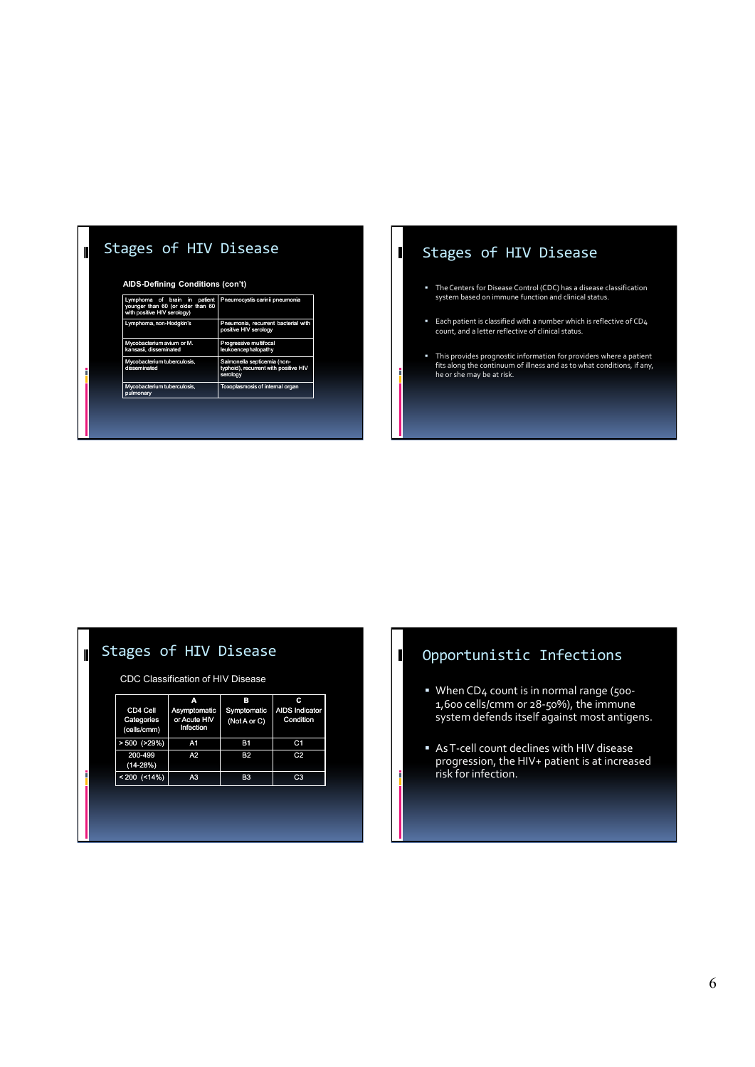## Stages of HIV Disease

**AIDS-Defining Conditions (con't)**

| | |
|---|---|
| Lymphoma of brain in patient younger than 60 (or older than 60 with positive HIV serology) | Pneumocystis carinii pneumonia |
| Lymphoma, non-Hodgkin's | Pneumonia, recurrent bacterial with positive HIV serology |
| Mycobacterium avium or M. kansasii, disseminated | Progressive multifocal leukoencephalopathy |
| Mycobacterium tuberculosis, disseminated | Salmonella septicemia (non-typhoid), recurrent with positive HIV serology |
| Mycobacterium tuberculosis, pulmonary | Toxoplasmosis of internal organ |

## Stages of HIV Disease

- The Centers for Disease Control (CDC) has a disease classification system based on immune function and clinical status.
- Each patient is classified with a number which is reflective of $CD_4$ count, and a letter reflective of clinical status.
- This provides prognostic information for providers where a patient fits along the continuum of illness and as to what conditions, if any, he or she may be at risk.

## Stages of HIV Disease

CDC Classification of HIV Disease

| CD4 Cell Categories (cells/cmm) | A Asymptomatic or Acute HIV Infection | B Symptomatic (Not A or C) | C AIDS Indicator Condition |
|---|---|---|---|
| > 500 (>29%) | A1 | B1 | C1 |
| 200-499 (14-28%) | A2 | B2 | C2 |
| < 200 (<14%) | A3 | B3 | C3 |

## Opportunistic Infections

- When $CD_4$ count is in normal range (500-1,600 cells/cmm or 28-50%), the immune system defends itself against most antigens.
- As T-cell count declines with HIV disease progression, the HIV+ patient is at increased risk for infection.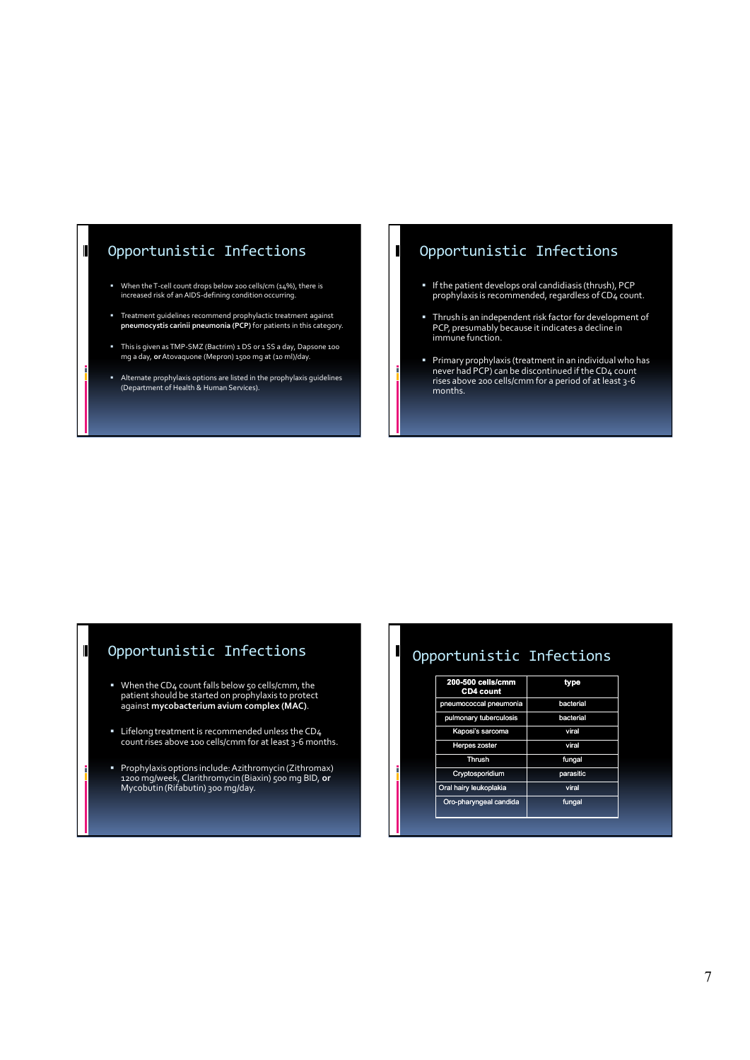## Opportunistic Infections

- When the T-cell count drops below 200 cells/cm (14%), there is increased risk of an AIDS-defining condition occurring.
- Treatment guidelines recommend prophylactic treatment against **pneumocystis carinii pneumonia (PCP)** for patients in this category.
- This is given as TMP-SMZ (Bactrim) 1 DS or 1 SS a day, Dapsone 100 mg a day, **or** Atovaquone (Mepron) 1500 mg at (10 ml)/day.
- Alternate prophylaxis options are listed in the prophylaxis guidelines (Department of Health & Human Services).

## Opportunistic Infections

- If the patient develops oral candidiasis (thrush), PCP prophylaxis is recommended, regardless of CD4 count.
- Thrush is an independent risk factor for development of PCP, presumably because it indicates a decline in immune function.
- Primary prophylaxis (treatment in an individual who has never had PCP) can be discontinued if the CD4 count rises above 200 cells/cmm for a period of at least 3-6 months.

## Opportunistic Infections

- When the CD4 count falls below 50 cells/cmm, the patient should be started on prophylaxis to protect against **mycobacterium avium complex (MAC)**.
- Lifelong treatment is recommended unless the CD4 count rises above 100 cells/cmm for at least 3-6 months.
- Prophylaxis options include: Azithromycin (Zithromax) 1200 mg/week, Clarithromycin (Biaxin) 500 mg BID, **or** Mycobutin (Rifabutin) 300 mg/day.

## Opportunistic Infections

| 200-500 cells/cmm CD4 count | type |
|---|---|
| pneumococcal pneumonia | bacterial |
| pulmonary tuberculosis | bacterial |
| Kaposi's sarcoma | viral |
| Herpes zoster | viral |
| Thrush | fungal |
| Cryptosporidium | parasitic |
| Oral hairy leukoplakia | viral |
| Oro-pharyngeal candida | fungal |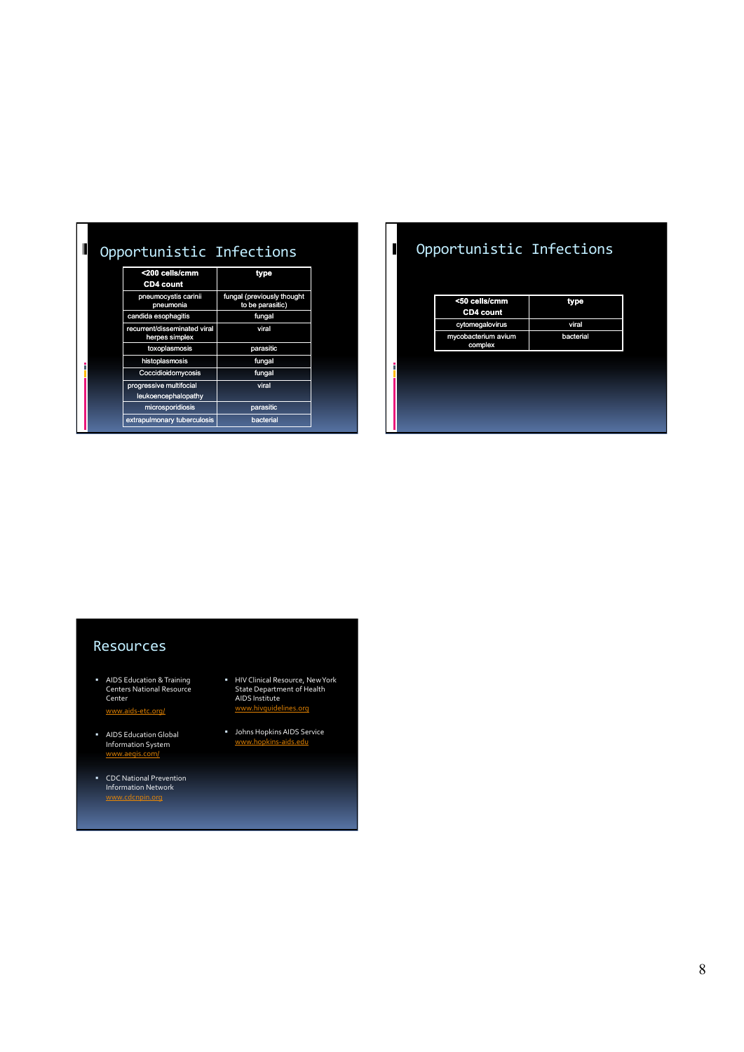## Opportunistic Infections

| <200 cells/cmm CD4 count | type |
|---|---|
| pneumocystis carinii pneumonia | fungal (previously thought to be parasitic) |
| candida esophagitis | fungal |
| recurrent/disseminated viral herpes simplex | viral |
| toxoplasmosis | parasitic |
| histoplasmosis | fungal |
| Coccidioidomycosis | fungal |
| progressive multifocial leukoencephalopathy | viral |
| microsporidiosis | parasitic |
| extrapulmonary tuberculosis | bacterial |

## Opportunistic Infections

| <50 cells/cmm CD4 count | type |
|---|---|
| cytomegalovirus | viral |
| mycobacterium avium complex | bacterial |

## Resources

- AIDS Education & Training Centers National Resource Center
  www.aids-etc.org/
- AIDS Education Global Information System
  www.aegis.com/
- CDC National Prevention Information Network
  www.cdcnpin.org
- HIV Clinical Resource, New York State Department of Health AIDS Institute
  www.hivguidelines.org
- Johns Hopkins AIDS Service
  www.hopkins-aids.edu